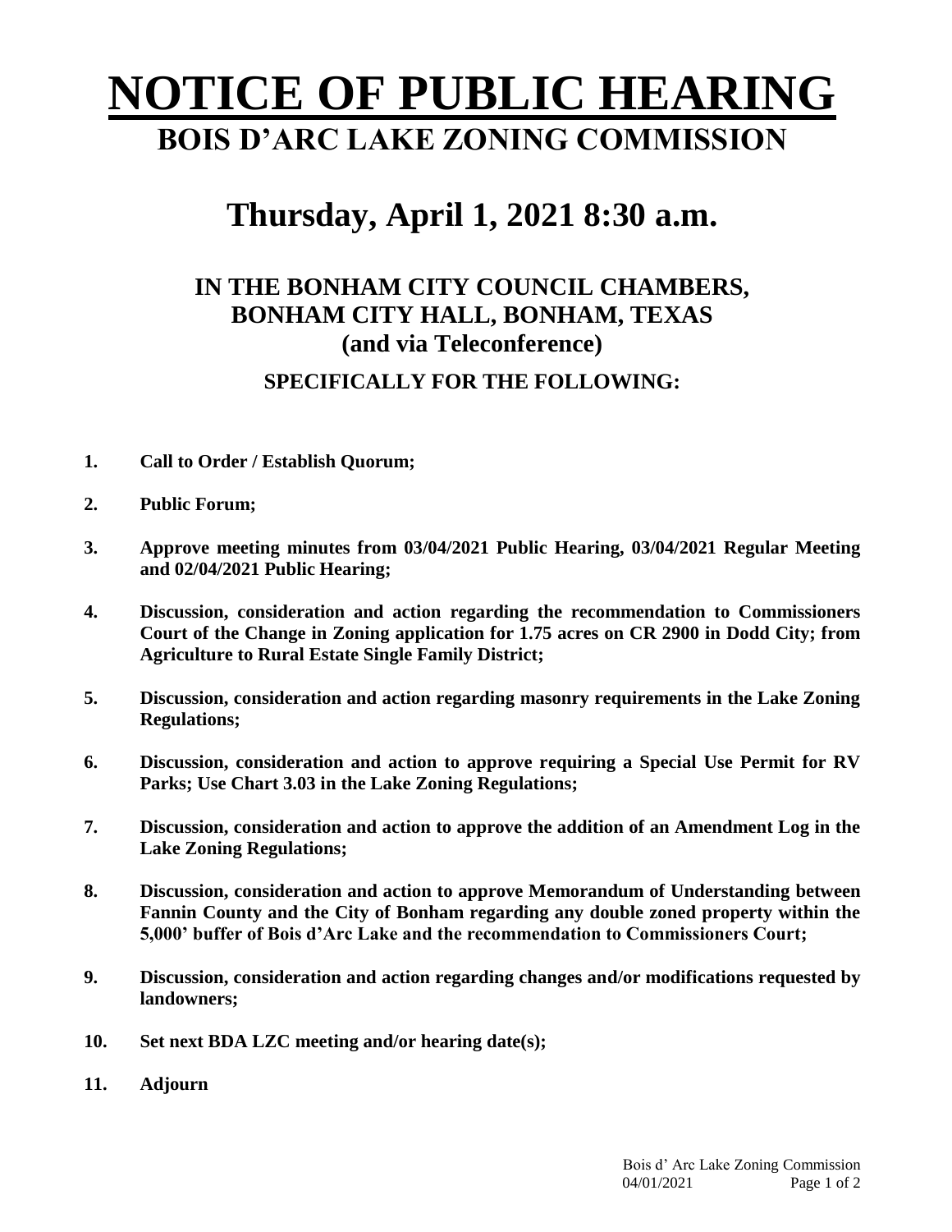# NOTICE OF PUBLIC HEARING

## BOIS D'ARC LAKE ZONING COMMISSION

# Thursday, April 1, 2021 8:30 a.m.

### IN THE BONHAM CITY COUNCIL CHAMBERS, BONHAM CITY HALL, BONHAM, TEXAS (and via Teleconference)

### SPECIFICALLY FOR THE FOLLOWING:

1. **Call to Order / Establish Quorum;**
2. **Public Forum;**
3. **Approve meeting minutes from 03/04/2021 Public Hearing, 03/04/2021 Regular Meeting and 02/04/2021 Public Hearing;**
4. **Discussion, consideration and action regarding the recommendation to Commissioners Court of the Change in Zoning application for 1.75 acres on CR 2900 in Dodd City; from Agriculture to Rural Estate Single Family District;**
5. **Discussion, consideration and action regarding masonry requirements in the Lake Zoning Regulations;**
6. **Discussion, consideration and action to approve requiring a Special Use Permit for RV Parks; Use Chart 3.03 in the Lake Zoning Regulations;**
7. **Discussion, consideration and action to approve the addition of an Amendment Log in the Lake Zoning Regulations;**
8. **Discussion, consideration and action to approve Memorandum of Understanding between Fannin County and the City of Bonham regarding any double zoned property within the 5,000' buffer of Bois d'Arc Lake and the recommendation to Commissioners Court;**
9. **Discussion, consideration and action regarding changes and/or modifications requested by landowners;**
10. **Set next BDA LZC meeting and/or hearing date(s);**
11. **Adjourn**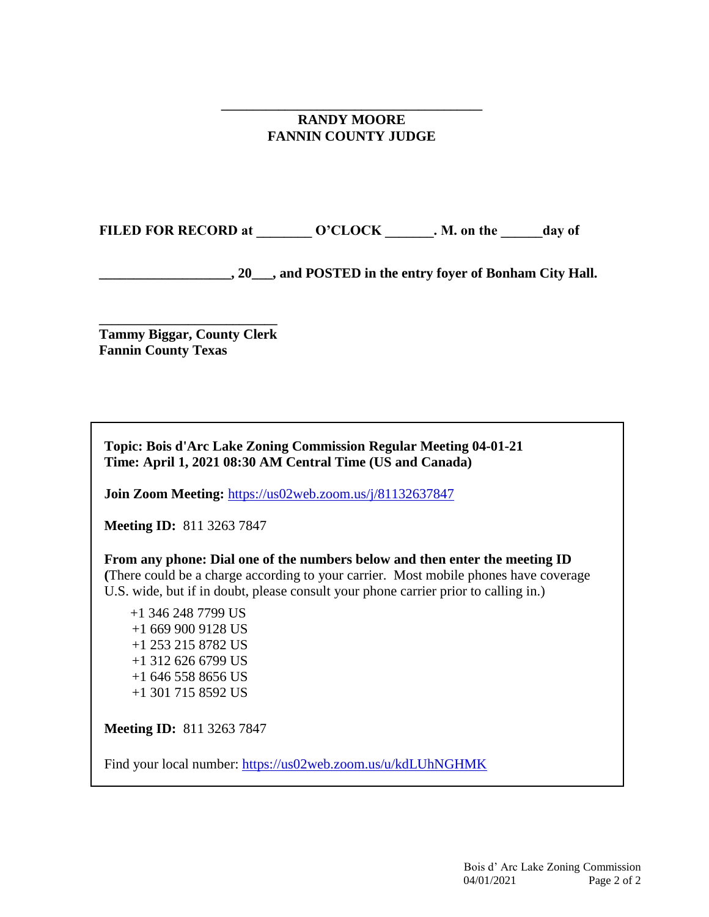\_\_\_\_\_\_\_\_\_\_\_\_\_\_\_\_\_\_\_\_\_\_\_\_\_\_\_\_\_\_\_\_\_\_\_\_\_\_

**RANDY MOORE**
**FANNIN COUNTY JUDGE**

**FILED FOR RECORD at \_\_\_\_\_\_\_\_ O'CLOCK \_\_\_\_\_\_\_. M. on the \_\_\_\_\_\_day of**

**\_\_\_\_\_\_\_\_\_\_\_\_\_\_\_\_\_\_\_, 20\_\_\_, and POSTED in the entry foyer of Bonham City Hall.**

\_\_\_\_\_\_\_\_\_\_\_\_\_\_\_\_\_\_\_\_\_\_\_\_\_\_

**Tammy Biggar, County Clerk**
**Fannin County Texas**

**Topic: Bois d'Arc Lake Zoning Commission Regular Meeting 04-01-21**
**Time: April 1, 2021 08:30 AM Central Time (US and Canada)**

**Join Zoom Meeting:** https://us02web.zoom.us/j/81132637847

**Meeting ID:** 811 3263 7847

**From any phone: Dial one of the numbers below and then enter the meeting ID**
**(**There could be a charge according to your carrier. Most mobile phones have coverage U.S. wide, but if in doubt, please consult your phone carrier prior to calling in.)

+1 346 248 7799 US
+1 669 900 9128 US
+1 253 215 8782 US
+1 312 626 6799 US
+1 646 558 8656 US
+1 301 715 8592 US

**Meeting ID:** 811 3263 7847

Find your local number: https://us02web.zoom.us/u/kdLUhNGHMK